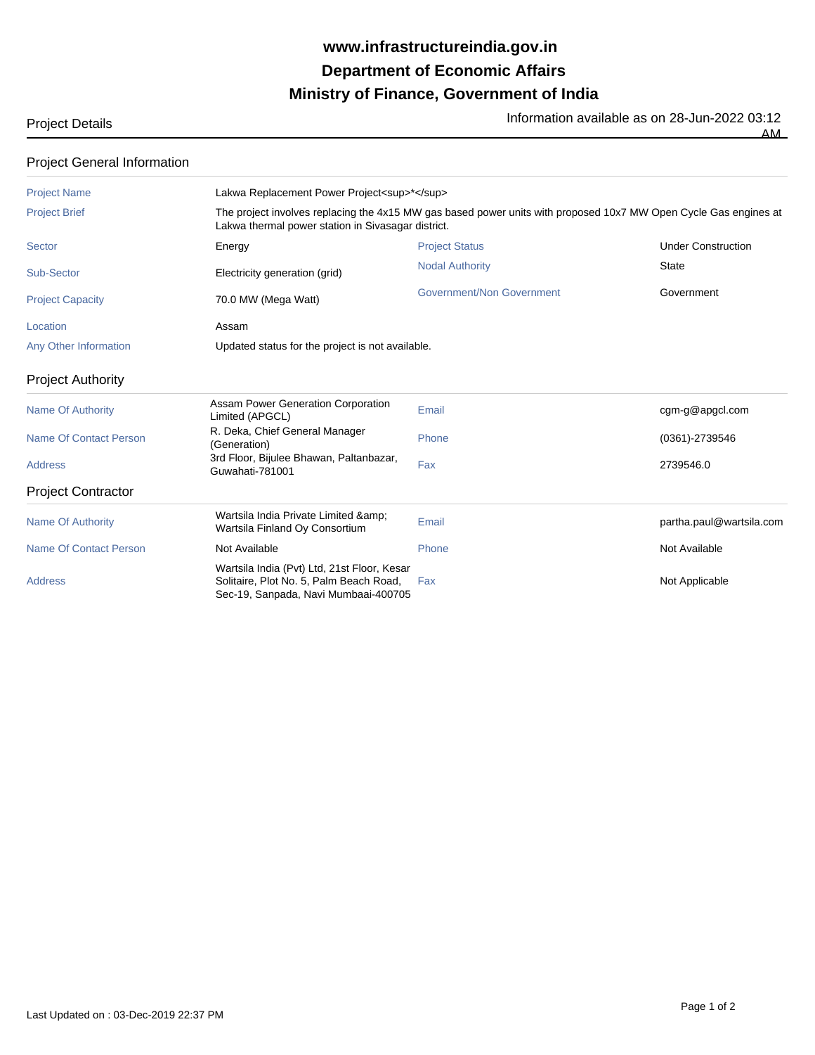**www.infrastructureindia.gov.in**
**Department of Economic Affairs**
**Ministry of Finance, Government of India**

Project Details — Information available as on 28-Jun-2022 03:12 AM

## Project General Information

| | | | |
|---|---|---|---|
| Project Name | Lakwa Replacement Power Project<sup>*</sup> | | |
| Project Brief | The project involves replacing the 4x15 MW gas based power units with proposed 10x7 MW Open Cycle Gas engines at Lakwa thermal power station in Sivasagar district. | | |
| Sector | Energy | Project Status | Under Construction |
| Sub-Sector | Electricity generation (grid) | Nodal Authority | State |
| Project Capacity | 70.0 MW (Mega Watt) | Government/Non Government | Government |
| Location | Assam | | |
| Any Other Information | Updated status for the project is not available. | | |

## Project Authority

| | | | |
|---|---|---|---|
| Name Of Authority | Assam Power Generation Corporation Limited (APGCL) | Email | cgm-g@apgcl.com |
| Name Of Contact Person | R. Deka, Chief General Manager (Generation) | Phone | (0361)-2739546 |
| Address | 3rd Floor, Bijulee Bhawan, Paltanbazar, Guwahati-781001 | Fax | 2739546.0 |

## Project Contractor

| | | | |
|---|---|---|---|
| Name Of Authority | Wartsila India Private Limited &amp; Wartsila Finland Oy Consortium | Email | partha.paul@wartsila.com |
| Name Of Contact Person | Not Available | Phone | Not Available |
| Address | Wartsila India (Pvt) Ltd, 21st Floor, Kesar Solitaire, Plot No. 5, Palm Beach Road, Sec-19, Sanpada, Navi Mumbaai-400705 | Fax | Not Applicable |

Last Updated on : 03-Dec-2019 22:37 PM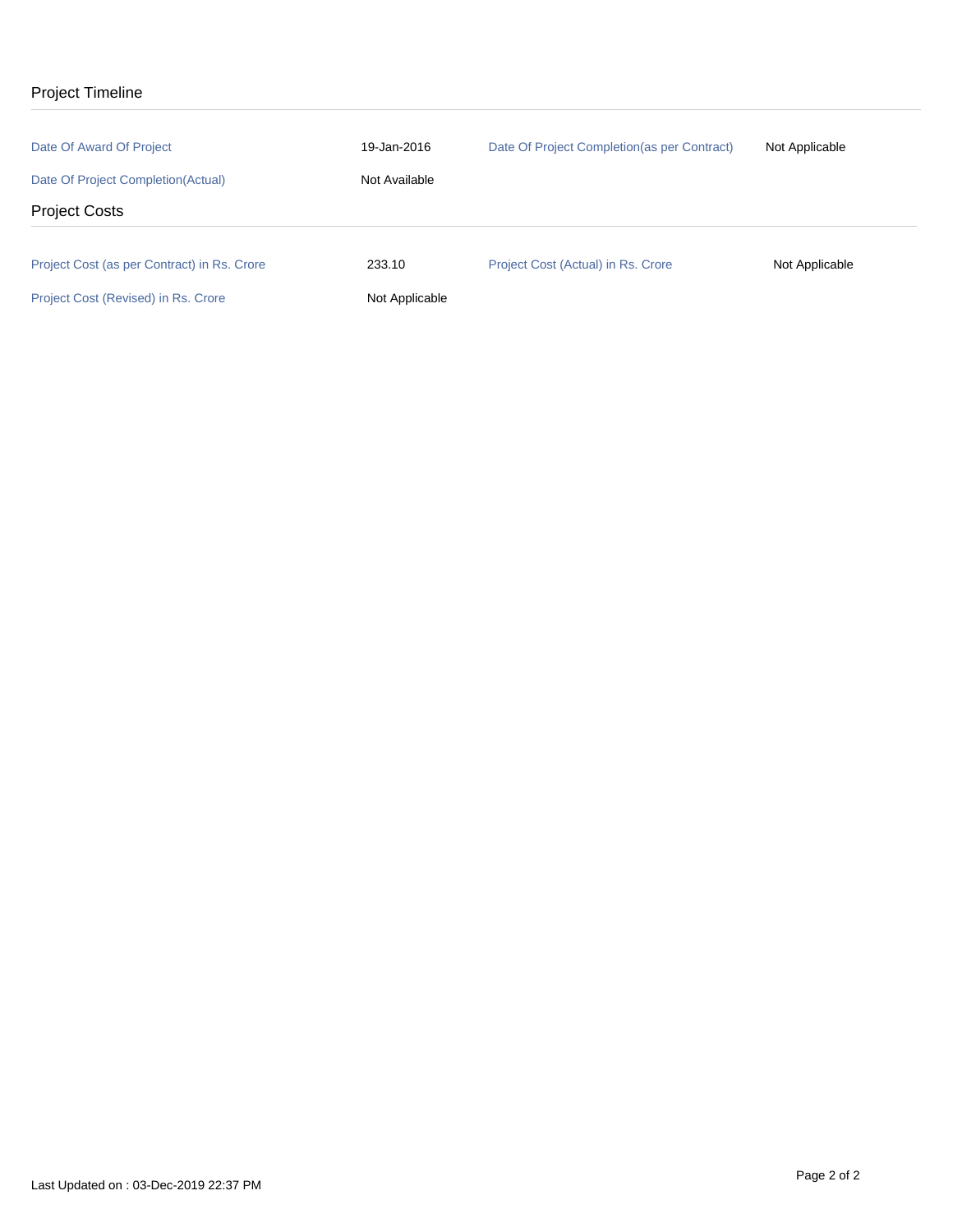## Project Timeline

| | | | |
|---|---|---|---|
| Date Of Award Of Project | 19-Jan-2016 | Date Of Project Completion(as per Contract) | Not Applicable |
| Date Of Project Completion(Actual) | Not Available | | |

## Project Costs

| | | | |
|---|---|---|---|
| Project Cost (as per Contract) in Rs. Crore | 233.10 | Project Cost (Actual) in Rs. Crore | Not Applicable |
| Project Cost (Revised) in Rs. Crore | Not Applicable | | |

Last Updated on : 03-Dec-2019 22:37 PM